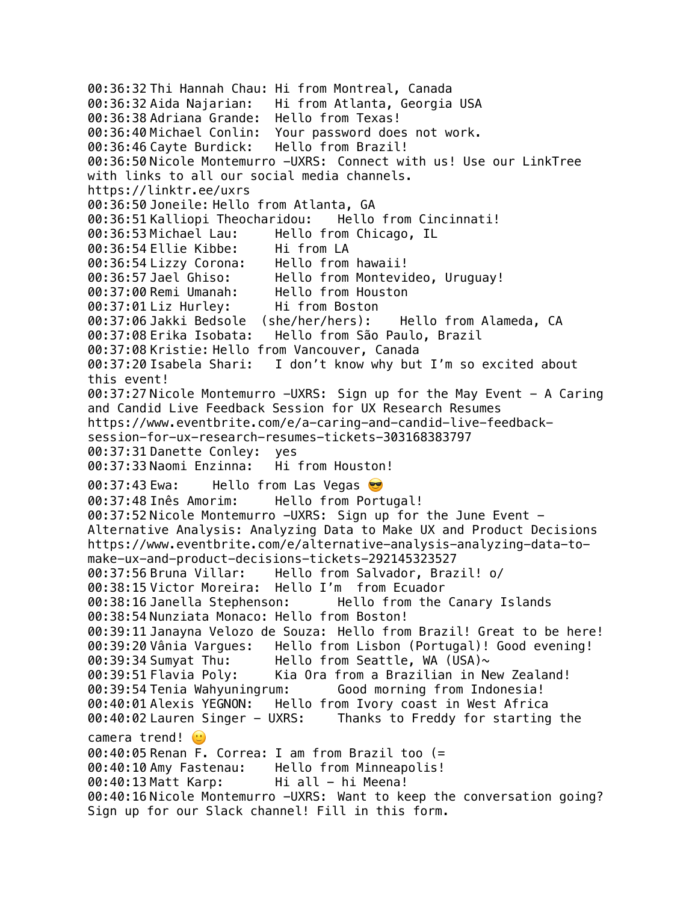00:36:32 Thi Hannah Chau: Hi from Montreal, Canada
00:36:32 Aida Najarian: Hi from Atlanta, Georgia USA
00:36:38 Adriana Grande: Hello from Texas!
00:36:40 Michael Conlin: Your password does not work.
00:36:46 Cayte Burdick: Hello from Brazil!
00:36:50 Nicole Montemurro -UXRS: Connect with us! Use our LinkTree with links to all our social media channels.
https://linktr.ee/uxrs
00:36:50 Joneile: Hello from Atlanta, GA
00:36:51 Kalliopi Theocharidou: Hello from Cincinnati!
00:36:53 Michael Lau: Hello from Chicago, IL
00:36:54 Ellie Kibbe: Hi from LA
00:36:54 Lizzy Corona: Hello from hawaii!
00:36:57 Jael Ghiso: Hello from Montevideo, Uruguay!
00:37:00 Remi Umanah: Hello from Houston
00:37:01 Liz Hurley: Hi from Boston
00:37:06 Jakki Bedsole (she/her/hers): Hello from Alameda, CA
00:37:08 Erika Isobata: Hello from São Paulo, Brazil
00:37:08 Kristie: Hello from Vancouver, Canada
00:37:20 Isabela Shari: I don't know why but I'm so excited about this event!
00:37:27 Nicole Montemurro -UXRS: Sign up for the May Event - A Caring and Candid Live Feedback Session for UX Research Resumes
https://www.eventbrite.com/e/a-caring-and-candid-live-feedback-session-for-ux-research-resumes-tickets-303168383797
00:37:31 Danette Conley: yes
00:37:33 Naomi Enzinna: Hi from Houston!
00:37:43 Ewa: Hello from Las Vegas 😎
00:37:48 Inês Amorim: Hello from Portugal!
00:37:52 Nicole Montemurro -UXRS: Sign up for the June Event - Alternative Analysis: Analyzing Data to Make UX and Product Decisions
https://www.eventbrite.com/e/alternative-analysis-analyzing-data-to-make-ux-and-product-decisions-tickets-292145323527
00:37:56 Bruna Villar: Hello from Salvador, Brazil! o/
00:38:15 Victor Moreira: Hello I'm from Ecuador
00:38:16 Janella Stephenson: Hello from the Canary Islands
00:38:54 Nunziata Monaco: Hello from Boston!
00:39:11 Janayna Velozo de Souza: Hello from Brazil! Great to be here!
00:39:20 Vânia Vargues: Hello from Lisbon (Portugal)! Good evening!
00:39:34 Sumyat Thu: Hello from Seattle, WA (USA)~
00:39:51 Flavia Poly: Kia Ora from a Brazilian in New Zealand!
00:39:54 Tenia Wahyuningrum: Good morning from Indonesia!
00:40:01 Alexis YEGNON: Hello from Ivory coast in West Africa
00:40:02 Lauren Singer - UXRS: Thanks to Freddy for starting the camera trend! 🙂
00:40:05 Renan F. Correa: I am from Brazil too (=
00:40:10 Amy Fastenau: Hello from Minneapolis!
00:40:13 Matt Karp: Hi all - hi Meena!
00:40:16 Nicole Montemurro -UXRS: Want to keep the conversation going? Sign up for our Slack channel! Fill in this form.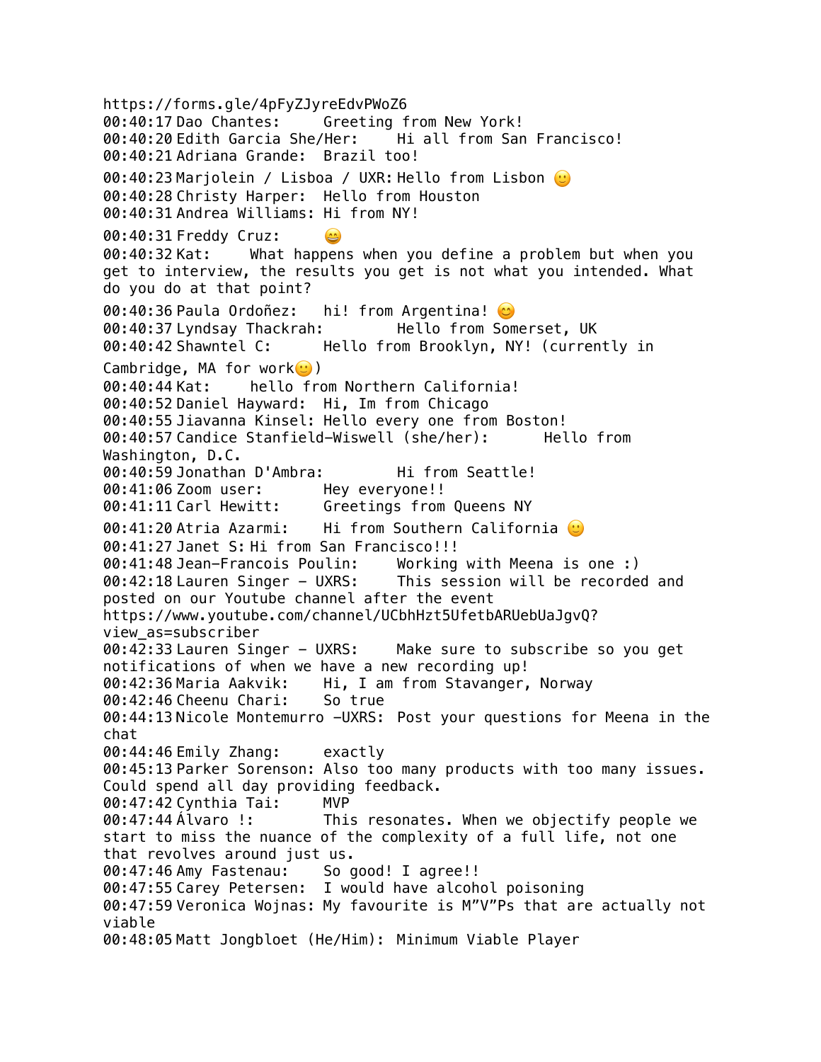https://forms.gle/4pFyZJyreEdvPWoZ6
00:40:17 Dao Chantes: Greeting from New York!
00:40:20 Edith Garcia She/Her: Hi all from San Francisco!
00:40:21 Adriana Grande: Brazil too!
00:40:23 Marjolein / Lisboa / UXR: Hello from Lisbon 🙂
00:40:28 Christy Harper: Hello from Houston
00:40:31 Andrea Williams: Hi from NY!
00:40:31 Freddy Cruz: 😄
00:40:32 Kat: What happens when you define a problem but when you get to interview, the results you get is not what you intended. What do you do at that point?
00:40:36 Paula Ordoñez: hi! from Argentina! 😊
00:40:37 Lyndsay Thackrah: Hello from Somerset, UK
00:40:42 Shawntel C: Hello from Brooklyn, NY! (currently in Cambridge, MA for work🙂)
00:40:44 Kat: hello from Northern California!
00:40:52 Daniel Hayward: Hi, Im from Chicago
00:40:55 Jiavanna Kinsel: Hello every one from Boston!
00:40:57 Candice Stanfield-Wiswell (she/her): Hello from Washington, D.C.
00:40:59 Jonathan D'Ambra: Hi from Seattle!
00:41:06 Zoom user: Hey everyone!!
00:41:11 Carl Hewitt: Greetings from Queens NY
00:41:20 Atria Azarmi: Hi from Southern California 🙂
00:41:27 Janet S: Hi from San Francisco!!!
00:41:48 Jean-Francois Poulin: Working with Meena is one :)
00:42:18 Lauren Singer - UXRS: This session will be recorded and posted on our Youtube channel after the event https://www.youtube.com/channel/UCbhHzt5UfetbARUebUaJgvQ?view_as=subscriber
00:42:33 Lauren Singer - UXRS: Make sure to subscribe so you get notifications of when we have a new recording up!
00:42:36 Maria Aakvik: Hi, I am from Stavanger, Norway
00:42:46 Cheenu Chari: So true
00:44:13 Nicole Montemurro -UXRS: Post your questions for Meena in the chat
00:44:46 Emily Zhang: exactly
00:45:13 Parker Sorenson: Also too many products with too many issues. Could spend all day providing feedback.
00:47:42 Cynthia Tai: MVP
00:47:44 Álvaro !: This resonates. When we objectify people we start to miss the nuance of the complexity of a full life, not one that revolves around just us.
00:47:46 Amy Fastenau: So good! I agree!!
00:47:55 Carey Petersen: I would have alcohol poisoning
00:47:59 Veronica Wojnas: My favourite is M"V"Ps that are actually not viable
00:48:05 Matt Jongbloet (He/Him): Minimum Viable Player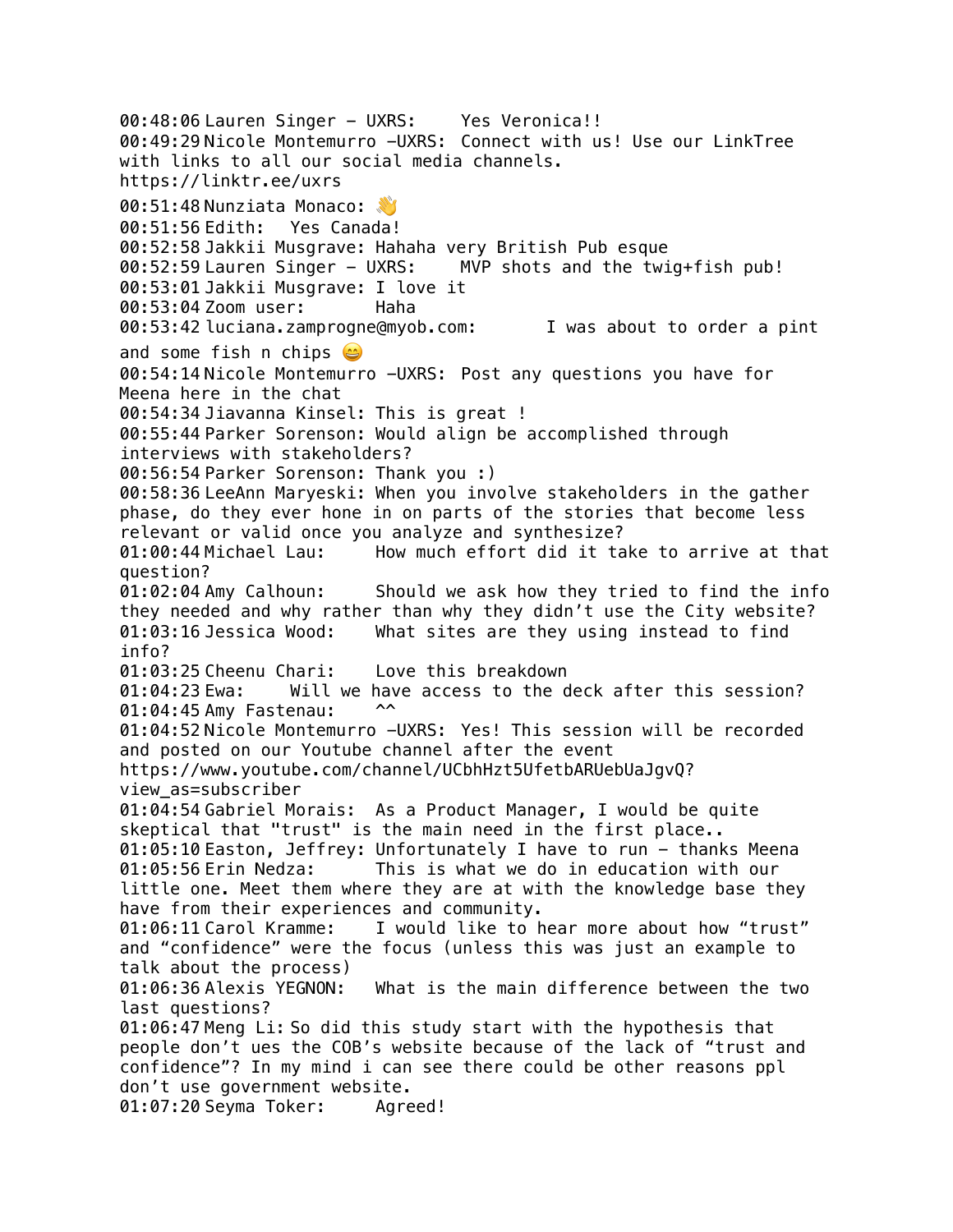00:48:06 Lauren Singer - UXRS: Yes Veronica!!
00:49:29 Nicole Montemurro -UXRS: Connect with us! Use our LinkTree with links to all our social media channels.
https://linktr.ee/uxrs
00:51:48 Nunziata Monaco: 👋
00:51:56 Edith: Yes Canada!
00:52:58 Jakkii Musgrave: Hahaha very British Pub esque
00:52:59 Lauren Singer - UXRS: MVP shots and the twig+fish pub!
00:53:01 Jakkii Musgrave: I love it
00:53:04 Zoom user: Haha
00:53:42 luciana.zamprogne@myob.com: I was about to order a pint and some fish n chips 😄
00:54:14 Nicole Montemurro -UXRS: Post any questions you have for Meena here in the chat
00:54:34 Jiavanna Kinsel: This is great !
00:55:44 Parker Sorenson: Would align be accomplished through interviews with stakeholders?
00:56:54 Parker Sorenson: Thank you :)
00:58:36 LeeAnn Maryeski: When you involve stakeholders in the gather phase, do they ever hone in on parts of the stories that become less relevant or valid once you analyze and synthesize?
01:00:44 Michael Lau: How much effort did it take to arrive at that question?
01:02:04 Amy Calhoun: Should we ask how they tried to find the info they needed and why rather than why they didn't use the City website?
01:03:16 Jessica Wood: What sites are they using instead to find info?
01:03:25 Cheenu Chari: Love this breakdown
01:04:23 Ewa: Will we have access to the deck after this session?
01:04:45 Amy Fastenau: ^^
01:04:52 Nicole Montemurro -UXRS: Yes! This session will be recorded and posted on our Youtube channel after the event
https://www.youtube.com/channel/UCbhHzt5UfetbARUebUaJgvQ?view_as=subscriber
01:04:54 Gabriel Morais: As a Product Manager, I would be quite skeptical that "trust" is the main need in the first place..
01:05:10 Easton, Jeffrey: Unfortunately I have to run - thanks Meena
01:05:56 Erin Nedza: This is what we do in education with our little one. Meet them where they are at with the knowledge base they have from their experiences and community.
01:06:11 Carol Kramme: I would like to hear more about how "trust" and "confidence" were the focus (unless this was just an example to talk about the process)
01:06:36 Alexis YEGNON: What is the main difference between the two last questions?
01:06:47 Meng Li: So did this study start with the hypothesis that people don't ues the COB's website because of the lack of "trust and confidence"? In my mind i can see there could be other reasons ppl don't use government website.
01:07:20 Seyma Toker: Agreed!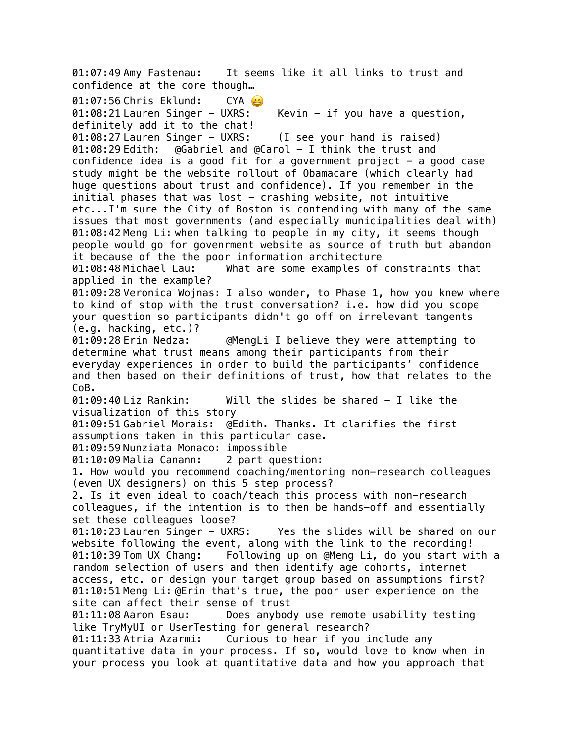01:07:49 Amy Fastenau: It seems like it all links to trust and confidence at the core though…

01:07:56 Chris Eklund: CYA 😆

01:08:21 Lauren Singer - UXRS: Kevin - if you have a question, definitely add it to the chat!

01:08:27 Lauren Singer - UXRS: (I see your hand is raised)

01:08:29 Edith: @Gabriel and @Carol - I think the trust and confidence idea is a good fit for a government project - a good case study might be the website rollout of Obamacare (which clearly had huge questions about trust and confidence). If you remember in the initial phases that was lost - crashing website, not intuitive etc...I'm sure the City of Boston is contending with many of the same issues that most governments (and especially municipalities deal with)

01:08:42 Meng Li: when talking to people in my city, it seems though people would go for govenrment website as source of truth but abandon it because of the the poor information architecture

01:08:48 Michael Lau: What are some examples of constraints that applied in the example?

01:09:28 Veronica Wojnas: I also wonder, to Phase 1, how you knew where to kind of stop with the trust conversation? i.e. how did you scope your question so participants didn't go off on irrelevant tangents (e.g. hacking, etc.)?

01:09:28 Erin Nedza: @MengLi I believe they were attempting to determine what trust means among their participants from their everyday experiences in order to build the participants' confidence and then based on their definitions of trust, how that relates to the CoB.

01:09:40 Liz Rankin: Will the slides be shared - I like the visualization of this story

01:09:51 Gabriel Morais: @Edith. Thanks. It clarifies the first assumptions taken in this particular case.

01:09:59 Nunziata Monaco: impossible

01:10:09 Malia Canann: 2 part question:
1. How would you recommend coaching/mentoring non-research colleagues (even UX designers) on this 5 step process?
2. Is it even ideal to coach/teach this process with non-research colleagues, if the intention is to then be hands-off and essentially set these colleagues loose?

01:10:23 Lauren Singer - UXRS: Yes the slides will be shared on our website following the event, along with the link to the recording!

01:10:39 Tom UX Chang: Following up on @Meng Li, do you start with a random selection of users and then identify age cohorts, internet access, etc. or design your target group based on assumptions first?

01:10:51 Meng Li: @Erin that's true, the poor user experience on the site can affect their sense of trust

01:11:08 Aaron Esau: Does anybody use remote usability testing like TryMyUI or UserTesting for general research?

01:11:33 Atria Azarmi: Curious to hear if you include any quantitative data in your process. If so, would love to know when in your process you look at quantitative data and how you approach that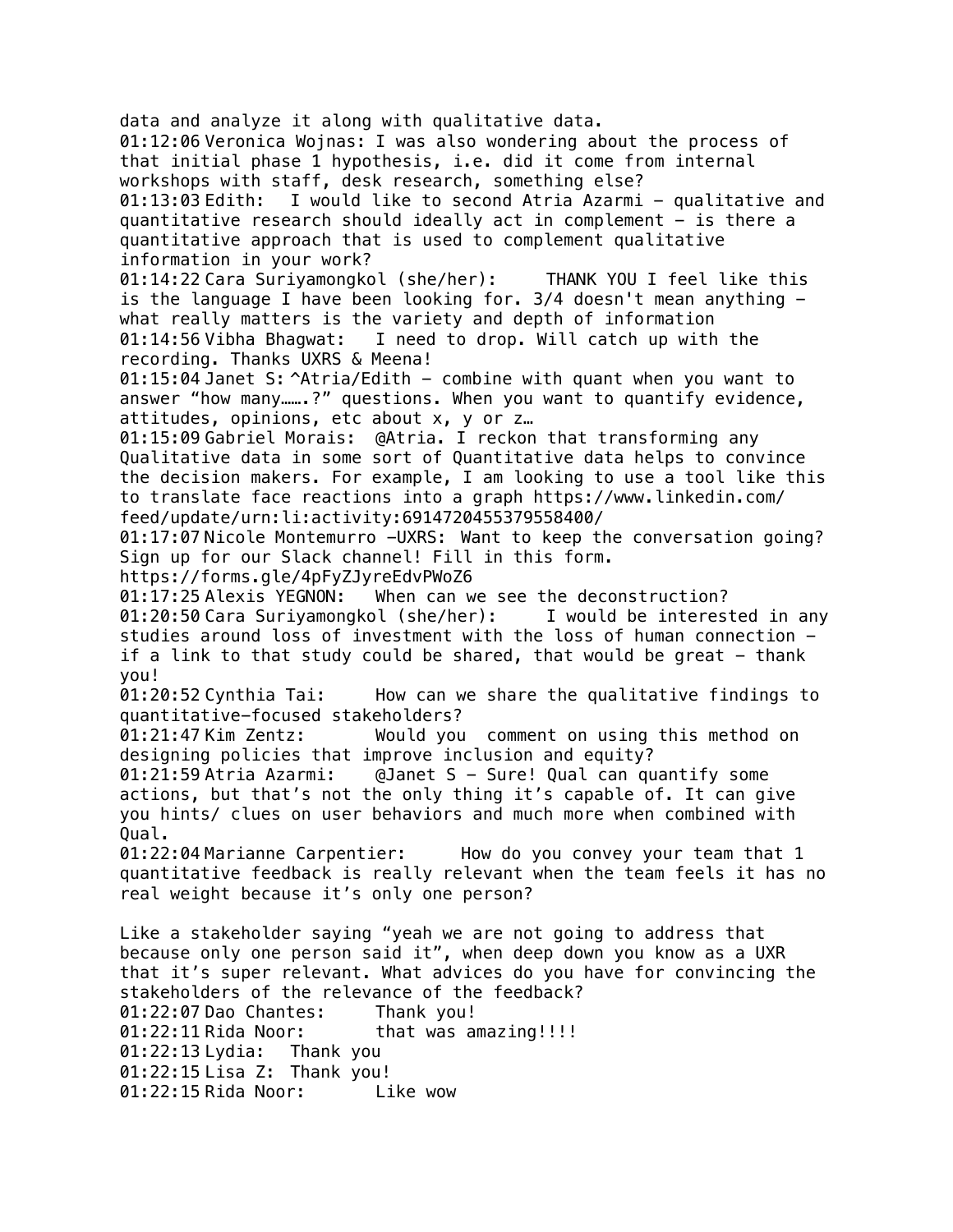data and analyze it along with qualitative data.

01:12:06 Veronica Wojnas: I was also wondering about the process of that initial phase 1 hypothesis, i.e. did it come from internal workshops with staff, desk research, something else?

01:13:03 Edith: I would like to second Atria Azarmi - qualitative and quantitative research should ideally act in complement - is there a quantitative approach that is used to complement qualitative information in your work?

01:14:22 Cara Suriyamongkol (she/her): THANK YOU I feel like this is the language I have been looking for. 3/4 doesn't mean anything - what really matters is the variety and depth of information

01:14:56 Vibha Bhagwat: I need to drop. Will catch up with the recording. Thanks UXRS & Meena!

01:15:04 Janet S: ^Atria/Edith - combine with quant when you want to answer "how many…….?" questions. When you want to quantify evidence, attitudes, opinions, etc about x, y or z…

01:15:09 Gabriel Morais: @Atria. I reckon that transforming any Qualitative data in some sort of Quantitative data helps to convince the decision makers. For example, I am looking to use a tool like this to translate face reactions into a graph https://www.linkedin.com/feed/update/urn:li:activity:6914720455379558400/

01:17:07 Nicole Montemurro -UXRS: Want to keep the conversation going? Sign up for our Slack channel! Fill in this form. https://forms.gle/4pFyZJyreEdvPWoZ6

01:17:25 Alexis YEGNON: When can we see the deconstruction?

01:20:50 Cara Suriyamongkol (she/her): I would be interested in any studies around loss of investment with the loss of human connection - if a link to that study could be shared, that would be great - thank you!

01:20:52 Cynthia Tai: How can we share the qualitative findings to quantitative-focused stakeholders?

01:21:47 Kim Zentz: Would you comment on using this method on designing policies that improve inclusion and equity?

01:21:59 Atria Azarmi: @Janet S - Sure! Qual can quantify some actions, but that's not the only thing it's capable of. It can give you hints/ clues on user behaviors and much more when combined with Qual.

01:22:04 Marianne Carpentier: How do you convey your team that 1 quantitative feedback is really relevant when the team feels it has no real weight because it's only one person?

Like a stakeholder saying "yeah we are not going to address that because only one person said it", when deep down you know as a UXR that it's super relevant. What advices do you have for convincing the stakeholders of the relevance of the feedback?

01:22:07 Dao Chantes: Thank you!

01:22:11 Rida Noor: that was amazing!!!!

01:22:13 Lydia: Thank you

01:22:15 Lisa Z: Thank you!

01:22:15 Rida Noor: Like wow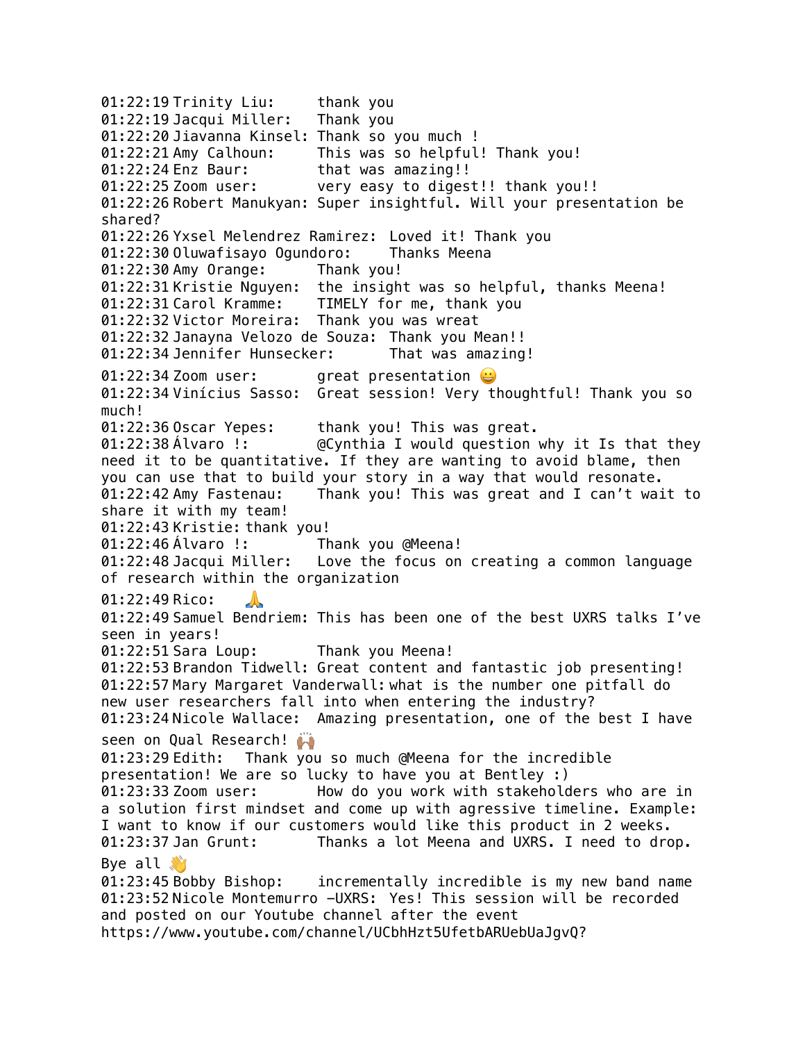01:22:19 Trinity Liu: thank you
01:22:19 Jacqui Miller: Thank you
01:22:20 Jiavanna Kinsel: Thank so you much !
01:22:21 Amy Calhoun: This was so helpful! Thank you!
01:22:24 Enz Baur: that was amazing!!
01:22:25 Zoom user: very easy to digest!! thank you!!
01:22:26 Robert Manukyan: Super insightful. Will your presentation be shared?
01:22:26 Yxsel Melendrez Ramirez: Loved it! Thank you
01:22:30 Oluwafisayo Ogundoro: Thanks Meena
01:22:30 Amy Orange: Thank you!
01:22:31 Kristie Nguyen: the insight was so helpful, thanks Meena!
01:22:31 Carol Kramme: TIMELY for me, thank you
01:22:32 Victor Moreira: Thank you was wreat
01:22:32 Janayna Velozo de Souza: Thank you Mean!!
01:22:34 Jennifer Hunsecker: That was amazing!
01:22:34 Zoom user: great presentation 😀
01:22:34 Vinícius Sasso: Great session! Very thoughtful! Thank you so much!
01:22:36 Oscar Yepes: thank you! This was great.
01:22:38 Álvaro !: @Cynthia I would question why it Is that they need it to be quantitative. If they are wanting to avoid blame, then you can use that to build your story in a way that would resonate.
01:22:42 Amy Fastenau: Thank you! This was great and I can't wait to share it with my team!
01:22:43 Kristie: thank you!
01:22:46 Álvaro !: Thank you @Meena!
01:22:48 Jacqui Miller: Love the focus on creating a common language of research within the organization
01:22:49 Rico: 🙏
01:22:49 Samuel Bendriem: This has been one of the best UXRS talks I've seen in years!
01:22:51 Sara Loup: Thank you Meena!
01:22:53 Brandon Tidwell: Great content and fantastic job presenting!
01:22:57 Mary Margaret Vanderwall: what is the number one pitfall do new user researchers fall into when entering the industry?
01:23:24 Nicole Wallace: Amazing presentation, one of the best I have seen on Qual Research! 🙌🏽
01:23:29 Edith: Thank you so much @Meena for the incredible presentation! We are so lucky to have you at Bentley :)
01:23:33 Zoom user: How do you work with stakeholders who are in a solution first mindset and come up with agressive timeline. Example: I want to know if our customers would like this product in 2 weeks.
01:23:37 Jan Grunt: Thanks a lot Meena and UXRS. I need to drop. Bye all 👋
01:23:45 Bobby Bishop: incrementally incredible is my new band name
01:23:52 Nicole Montemurro -UXRS: Yes! This session will be recorded and posted on our Youtube channel after the event https://www.youtube.com/channel/UCbhHzt5UfetbARUebUaJgvQ?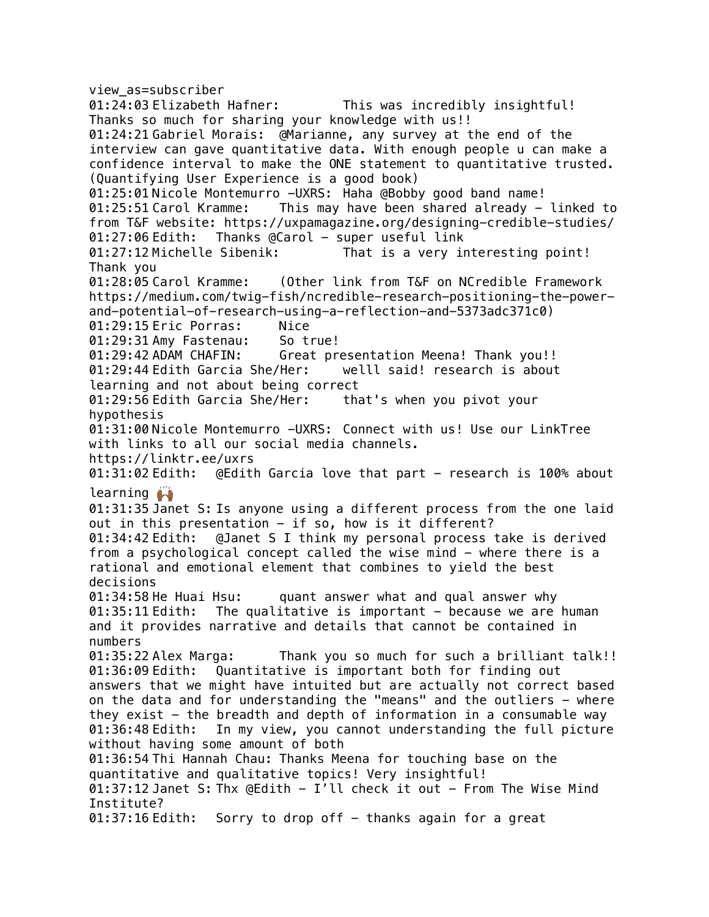view_as=subscriber

01:24:03 Elizabeth Hafner: This was incredibly insightful! Thanks so much for sharing your knowledge with us!!

01:24:21 Gabriel Morais: @Marianne, any survey at the end of the interview can gave quantitative data. With enough people u can make a confidence interval to make the ONE statement to quantitative trusted. (Quantifying User Experience is a good book)

01:25:01 Nicole Montemurro -UXRS: Haha @Bobby good band name!

01:25:51 Carol Kramme: This may have been shared already - linked to from T&F website: https://uxpamagazine.org/designing-credible-studies/

01:27:06 Edith: Thanks @Carol - super useful link

01:27:12 Michelle Sibenik: That is a very interesting point! Thank you

01:28:05 Carol Kramme: (Other link from T&F on NCredible Framework https://medium.com/twig-fish/ncredible-research-positioning-the-power-and-potential-of-research-using-a-reflection-and-5373adc371c0)

01:29:15 Eric Porras: Nice

01:29:31 Amy Fastenau: So true!

01:29:42 ADAM CHAFIN: Great presentation Meena! Thank you!!

01:29:44 Edith Garcia She/Her: welll said! research is about learning and not about being correct

01:29:56 Edith Garcia She/Her: that's when you pivot your hypothesis

01:31:00 Nicole Montemurro -UXRS: Connect with us! Use our LinkTree with links to all our social media channels.
https://linktr.ee/uxrs

01:31:02 Edith: @Edith Garcia love that part - research is 100% about learning 🙌🏾

01:31:35 Janet S: Is anyone using a different process from the one laid out in this presentation - if so, how is it different?

01:34:42 Edith: @Janet S I think my personal process take is derived from a psychological concept called the wise mind - where there is a rational and emotional element that combines to yield the best decisions

01:34:58 He Huai Hsu: quant answer what and qual answer why

01:35:11 Edith: The qualitative is important - because we are human and it provides narrative and details that cannot be contained in numbers

01:35:22 Alex Marga: Thank you so much for such a brilliant talk!!

01:36:09 Edith: Quantitative is important both for finding out answers that we might have intuited but are actually not correct based on the data and for understanding the "means" and the outliers - where they exist - the breadth and depth of information in a consumable way

01:36:48 Edith: In my view, you cannot understanding the full picture without having some amount of both

01:36:54 Thi Hannah Chau: Thanks Meena for touching base on the quantitative and qualitative topics! Very insightful!

01:37:12 Janet S: Thx @Edith - I'll check it out - From The Wise Mind Institute?

01:37:16 Edith: Sorry to drop off - thanks again for a great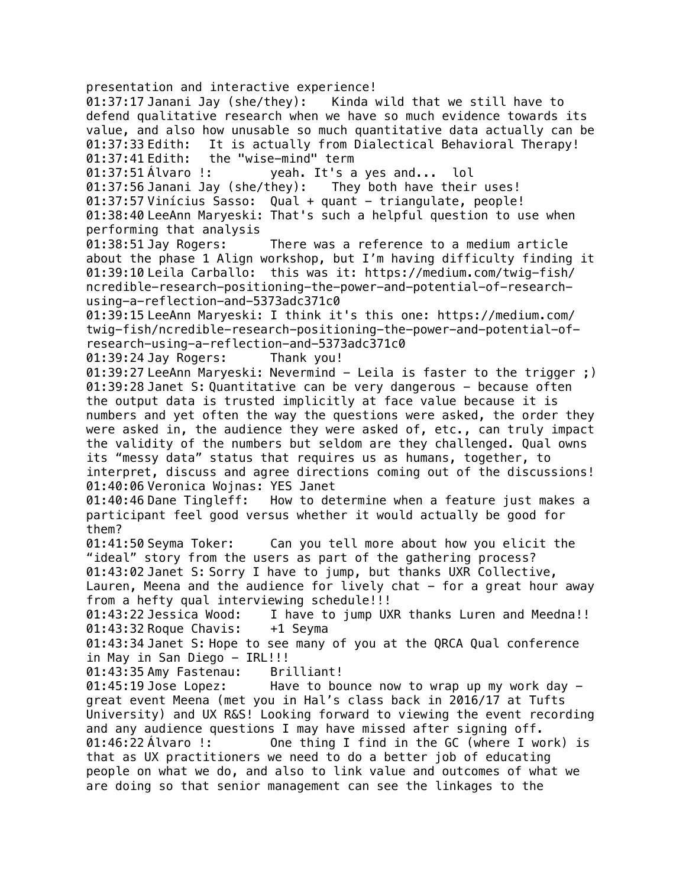presentation and interactive experience!
01:37:17 Janani Jay (she/they):  Kinda wild that we still have to defend qualitative research when we have so much evidence towards its value, and also how unusable so much quantitative data actually can be
01:37:33 Edith:  It is actually from Dialectical Behavioral Therapy!
01:37:41 Edith:  the "wise-mind" term
01:37:51 Álvaro !:  yeah. It's a yes and...  lol
01:37:56 Janani Jay (she/they):  They both have their uses!
01:37:57 Vinícius Sasso:  Qual + quant - triangulate, people!
01:38:40 LeeAnn Maryeski: That's such a helpful question to use when performing that analysis
01:38:51 Jay Rogers:  There was a reference to a medium article about the phase 1 Align workshop, but I'm having difficulty finding it
01:39:10 Leila Carballo:  this was it: https://medium.com/twig-fish/ncredible-research-positioning-the-power-and-potential-of-research-using-a-reflection-and-5373adc371c0
01:39:15 LeeAnn Maryeski: I think it's this one: https://medium.com/twig-fish/ncredible-research-positioning-the-power-and-potential-of-research-using-a-reflection-and-5373adc371c0
01:39:24 Jay Rogers:  Thank you!
01:39:27 LeeAnn Maryeski: Nevermind - Leila is faster to the trigger ;)
01:39:28 Janet S: Quantitative can be very dangerous - because often the output data is trusted implicitly at face value because it is numbers and yet often the way the questions were asked, the order they were asked in, the audience they were asked of, etc., can truly impact the validity of the numbers but seldom are they challenged. Qual owns its "messy data" status that requires us as humans, together, to interpret, discuss and agree directions coming out of the discussions!
01:40:06 Veronica Wojnas: YES Janet
01:40:46 Dane Tingleff:  How to determine when a feature just makes a participant feel good versus whether it would actually be good for them?
01:41:50 Seyma Toker:  Can you tell more about how you elicit the "ideal" story from the users as part of the gathering process?
01:43:02 Janet S: Sorry I have to jump, but thanks UXR Collective, Lauren, Meena and the audience for lively chat - for a great hour away from a hefty qual interviewing schedule!!!
01:43:22 Jessica Wood:  I have to jump UXR thanks Luren and Meedna!!
01:43:32 Roque Chavis:  +1 Seyma
01:43:34 Janet S: Hope to see many of you at the QRCA Qual conference in May in San Diego - IRL!!!
01:43:35 Amy Fastenau:  Brilliant!
01:45:19 Jose Lopez:  Have to bounce now to wrap up my work day - great event Meena (met you in Hal's class back in 2016/17 at Tufts University) and UX R&S! Looking forward to viewing the event recording and any audience questions I may have missed after signing off.
01:46:22 Álvaro !:  One thing I find in the GC (where I work) is that as UX practitioners we need to do a better job of educating people on what we do, and also to link value and outcomes of what we are doing so that senior management can see the linkages to the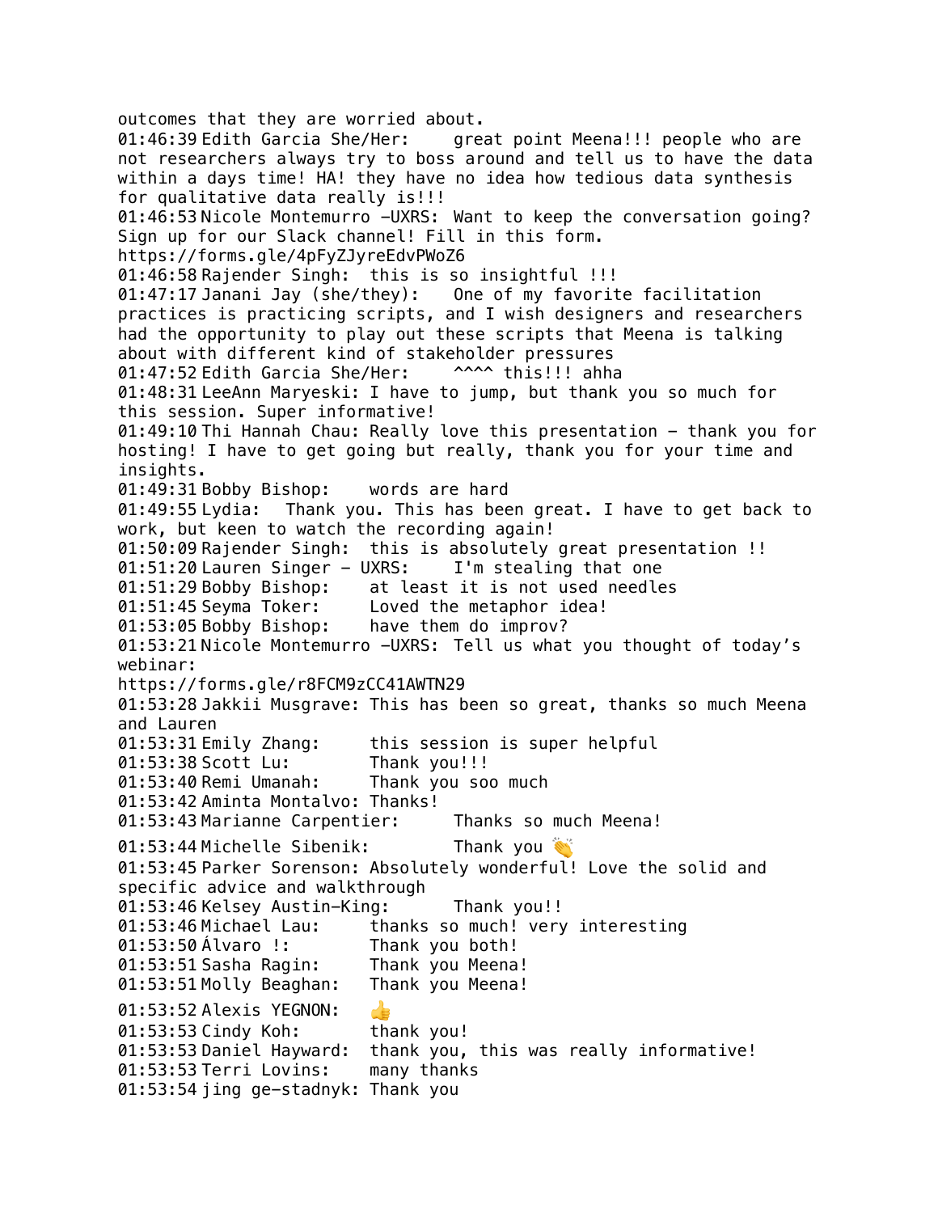outcomes that they are worried about.
01:46:39 Edith Garcia She/Her:	great point Meena!!! people who are not researchers always try to boss around and tell us to have the data within a days time! HA! they have no idea how tedious data synthesis for qualitative data really is!!!
01:46:53 Nicole Montemurro -UXRS: Want to keep the conversation going? Sign up for our Slack channel! Fill in this form.
https://forms.gle/4pFyZJyreEdvPWoZ6
01:46:58 Rajender Singh:	this is so insightful !!!
01:47:17 Janani Jay (she/they):	One of my favorite facilitation practices is practicing scripts, and I wish designers and researchers had the opportunity to play out these scripts that Meena is talking about with different kind of stakeholder pressures
01:47:52 Edith Garcia She/Her:	^^^^ this!!! ahha
01:48:31 LeeAnn Maryeski: I have to jump, but thank you so much for this session. Super informative!
01:49:10 Thi Hannah Chau: Really love this presentation - thank you for hosting! I have to get going but really, thank you for your time and insights.
01:49:31 Bobby Bishop:	words are hard
01:49:55 Lydia:	Thank you. This has been great. I have to get back to work, but keen to watch the recording again!
01:50:09 Rajender Singh:	this is absolutely great presentation !!
01:51:20 Lauren Singer - UXRS:	I'm stealing that one
01:51:29 Bobby Bishop:	at least it is not used needles
01:51:45 Seyma Toker:	Loved the metaphor idea!
01:53:05 Bobby Bishop:	have them do improv?
01:53:21 Nicole Montemurro -UXRS: Tell us what you thought of today's webinar:
https://forms.gle/r8FCM9zCC41AWTN29
01:53:28 Jakkii Musgrave: This has been so great, thanks so much Meena and Lauren
01:53:31 Emily Zhang:	this session is super helpful
01:53:38 Scott Lu:	Thank you!!!
01:53:40 Remi Umanah:	Thank you soo much
01:53:42 Aminta Montalvo: Thanks!
01:53:43 Marianne Carpentier:	Thanks so much Meena!
01:53:44 Michelle Sibenik:	Thank you 👏
01:53:45 Parker Sorenson: Absolutely wonderful! Love the solid and specific advice and walkthrough
01:53:46 Kelsey Austin-King:	Thank you!!
01:53:46 Michael Lau:	thanks so much! very interesting
01:53:50 Álvaro !:	Thank you both!
01:53:51 Sasha Ragin:	Thank you Meena!
01:53:51 Molly Beaghan:	Thank you Meena!
01:53:52 Alexis YEGNON:	👍
01:53:53 Cindy Koh:	thank you!
01:53:53 Daniel Hayward:	thank you, this was really informative!
01:53:53 Terri Lovins:	many thanks
01:53:54 jing ge-stadnyk: Thank you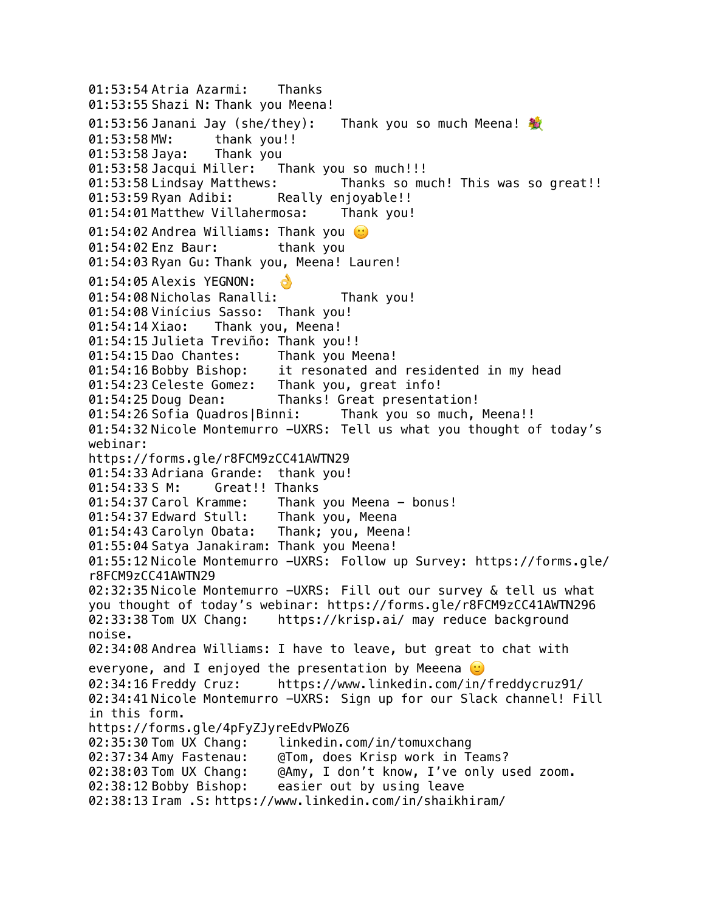01:53:54 Atria Azarmi: Thanks
01:53:55 Shazi N: Thank you Meena!
01:53:56 Janani Jay (she/they): Thank you so much Meena! 💐
01:53:58 MW: thank you!!
01:53:58 Jaya: Thank you
01:53:58 Jacqui Miller: Thank you so much!!!
01:53:58 Lindsay Matthews: Thanks so much! This was so great!!
01:53:59 Ryan Adibi: Really enjoyable!!
01:54:01 Matthew Villahermosa: Thank you!
01:54:02 Andrea Williams: Thank you 🙂
01:54:02 Enz Baur: thank you
01:54:03 Ryan Gu: Thank you, Meena! Lauren!
01:54:05 Alexis YEGNON: 👌
01:54:08 Nicholas Ranalli: Thank you!
01:54:08 Vinícius Sasso: Thank you!
01:54:14 Xiao: Thank you, Meena!
01:54:15 Julieta Treviño: Thank you!!
01:54:15 Dao Chantes: Thank you Meena!
01:54:16 Bobby Bishop: it resonated and residented in my head
01:54:23 Celeste Gomez: Thank you, great info!
01:54:25 Doug Dean: Thanks! Great presentation!
01:54:26 Sofia Quadros|Binni: Thank you so much, Meena!!
01:54:32 Nicole Montemurro -UXRS: Tell us what you thought of today's webinar:
https://forms.gle/r8FCM9zCC41AWTN29
01:54:33 Adriana Grande: thank you!
01:54:33 S M: Great!! Thanks
01:54:37 Carol Kramme: Thank you Meena - bonus!
01:54:37 Edward Stull: Thank you, Meena
01:54:43 Carolyn Obata: Thank; you, Meena!
01:55:04 Satya Janakiram: Thank you Meena!
01:55:12 Nicole Montemurro -UXRS: Follow up Survey: https://forms.gle/r8FCM9zCC41AWTN29
02:32:35 Nicole Montemurro -UXRS: Fill out our survey & tell us what you thought of today's webinar: https://forms.gle/r8FCM9zCC41AWTN296
02:33:38 Tom UX Chang: https://krisp.ai/ may reduce background noise.
02:34:08 Andrea Williams: I have to leave, but great to chat with everyone, and I enjoyed the presentation by Meeena 🙂
02:34:16 Freddy Cruz: https://www.linkedin.com/in/freddycruz91/
02:34:41 Nicole Montemurro -UXRS: Sign up for our Slack channel! Fill in this form.
https://forms.gle/4pFyZJyreEdvPWoZ6
02:35:30 Tom UX Chang: linkedin.com/in/tomuxchang
02:37:34 Amy Fastenau: @Tom, does Krisp work in Teams?
02:38:03 Tom UX Chang: @Amy, I don't know, I've only used zoom.
02:38:12 Bobby Bishop: easier out by using leave
02:38:13 Iram .S: https://www.linkedin.com/in/shaikhiram/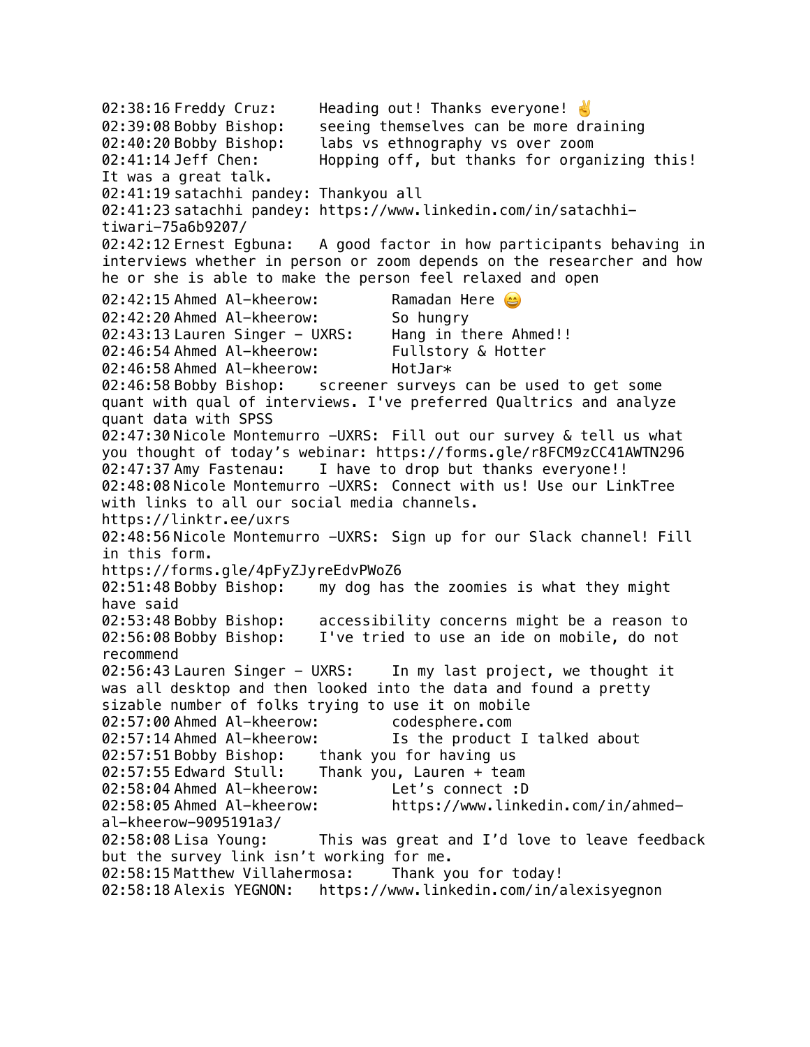02:38:16 Freddy Cruz:	Heading out! Thanks everyone! ✌️
02:39:08 Bobby Bishop:	seeing themselves can be more draining
02:40:20 Bobby Bishop:	labs vs ethnography vs over zoom
02:41:14 Jeff Chen:	Hopping off, but thanks for organizing this! It was a great talk.
02:41:19 satachhi pandey: Thankyou all
02:41:23 satachhi pandey: https://www.linkedin.com/in/satachhi-tiwari-75a6b9207/
02:42:12 Ernest Egbuna:	A good factor in how participants behaving in interviews whether in person or zoom depends on the researcher and how he or she is able to make the person feel relaxed and open
02:42:15 Ahmed Al-kheerow:	Ramadan Here 😄
02:42:20 Ahmed Al-kheerow:	So hungry
02:43:13 Lauren Singer - UXRS:	Hang in there Ahmed!!
02:46:54 Ahmed Al-kheerow:	Fullstory & Hotter
02:46:58 Ahmed Al-kheerow:	HotJar*
02:46:58 Bobby Bishop:	screener surveys can be used to get some quant with qual of interviews. I've preferred Qualtrics and analyze quant data with SPSS
02:47:30 Nicole Montemurro -UXRS: Fill out our survey & tell us what you thought of today's webinar: https://forms.gle/r8FCM9zCC41AWTN296
02:47:37 Amy Fastenau:	I have to drop but thanks everyone!!
02:48:08 Nicole Montemurro -UXRS: Connect with us! Use our LinkTree with links to all our social media channels. https://linktr.ee/uxrs
02:48:56 Nicole Montemurro -UXRS: Sign up for our Slack channel! Fill in this form. https://forms.gle/4pFyZJyreEdvPWoZ6
02:51:48 Bobby Bishop:	my dog has the zoomies is what they might have said
02:53:48 Bobby Bishop:	accessibility concerns might be a reason to
02:56:08 Bobby Bishop:	I've tried to use an ide on mobile, do not recommend
02:56:43 Lauren Singer - UXRS:	In my last project, we thought it was all desktop and then looked into the data and found a pretty sizable number of folks trying to use it on mobile
02:57:00 Ahmed Al-kheerow:	codesphere.com
02:57:14 Ahmed Al-kheerow:	Is the product I talked about
02:57:51 Bobby Bishop:	thank you for having us
02:57:55 Edward Stull:	Thank you, Lauren + team
02:58:04 Ahmed Al-kheerow:	Let's connect :D
02:58:05 Ahmed Al-kheerow:	https://www.linkedin.com/in/ahmed-al-kheerow-9095191a3/
02:58:08 Lisa Young:	This was great and I'd love to leave feedback but the survey link isn't working for me.
02:58:15 Matthew Villahermosa:	Thank you for today!
02:58:18 Alexis YEGNON:	https://www.linkedin.com/in/alexisyegnon